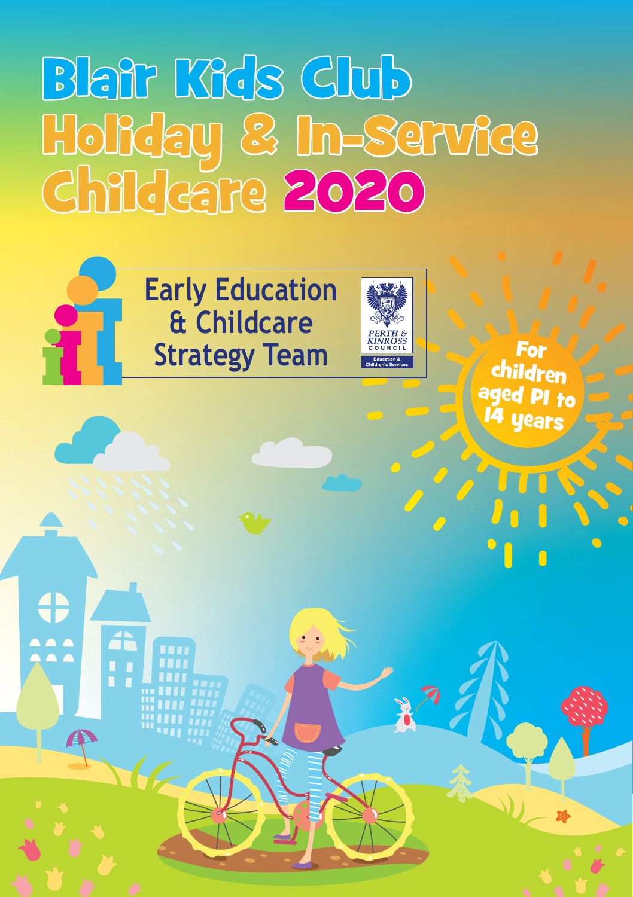# Blair Kids Club Holiday & In-Service Childcare 2020

Early Education & Childcare Strategy Team

PERTH & KINROSS COUNCIL

Education & Children's Services

For children aged P1 to 14 years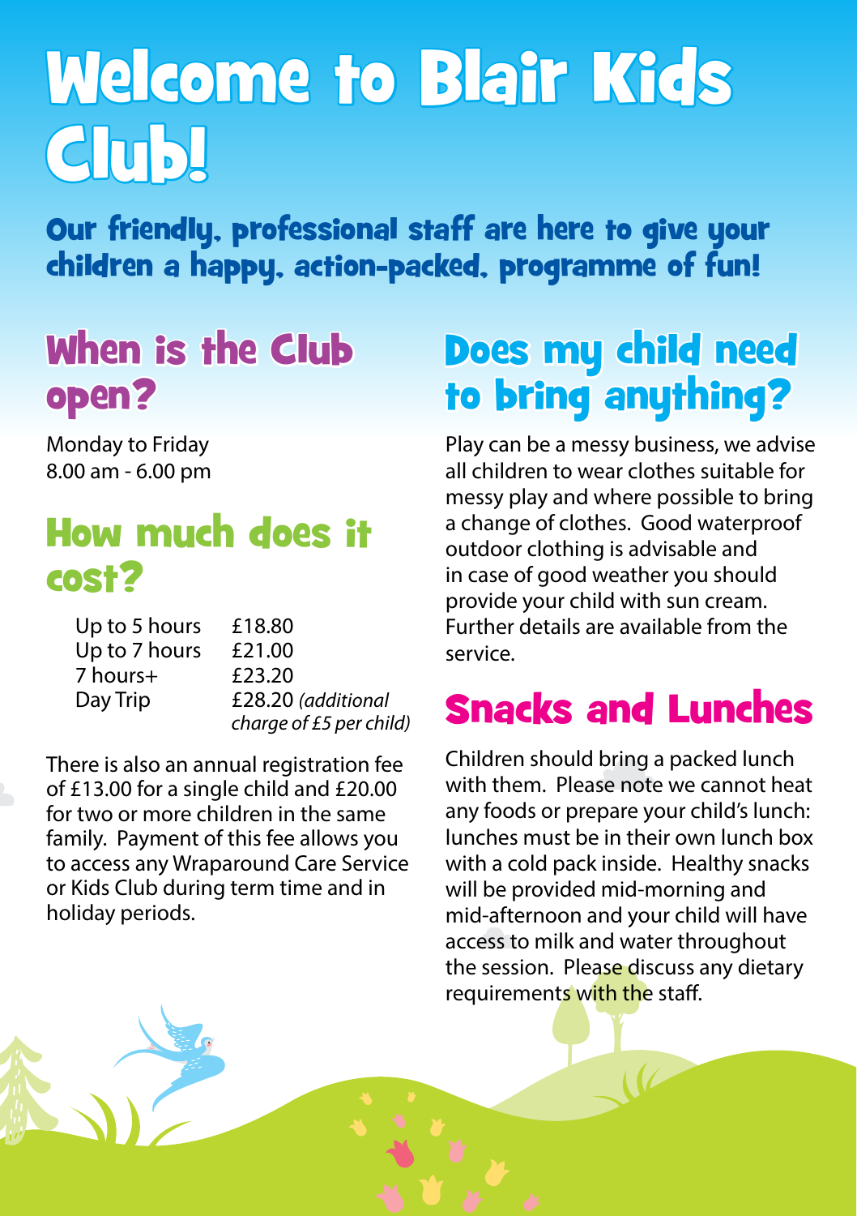# Welcome to Blair Kids Club!

## Our friendly, professional staff are here to give your children a happy, action-packed, programme of fun!

## When is the Club open?

Monday to Friday
8.00 am - 6.00 pm

## How much does it cost?

| | |
|---|---|
| Up to 5 hours | £18.80 |
| Up to 7 hours | £21.00 |
| 7 hours+ | £23.20 |
| Day Trip | £28.20 *(additional charge of £5 per child)* |

There is also an annual registration fee of £13.00 for a single child and £20.00 for two or more children in the same family. Payment of this fee allows you to access any Wraparound Care Service or Kids Club during term time and in holiday periods.

## Does my child need to bring anything?

Play can be a messy business, we advise all children to wear clothes suitable for messy play and where possible to bring a change of clothes. Good waterproof outdoor clothing is advisable and in case of good weather you should provide your child with sun cream. Further details are available from the service.

## Snacks and Lunches

Children should bring a packed lunch with them. Please note we cannot heat any foods or prepare your child's lunch: lunches must be in their own lunch box with a cold pack inside. Healthy snacks will be provided mid-morning and mid-afternoon and your child will have access to milk and water throughout the session. Please discuss any dietary requirements with the staff.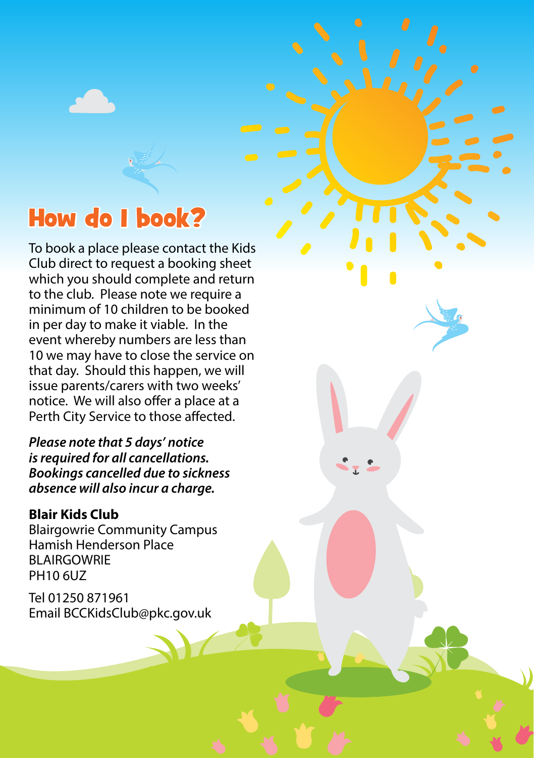## How do I book?

To book a place please contact the Kids Club direct to request a booking sheet which you should complete and return to the club. Please note we require a minimum of 10 children to be booked in per day to make it viable. In the event whereby numbers are less than 10 we may have to close the service on that day. Should this happen, we will issue parents/carers with two weeks' notice. We will also offer a place at a Perth City Service to those affected.

***Please note that 5 days' notice is required for all cancellations. Bookings cancelled due to sickness absence will also incur a charge.***

**Blair Kids Club**
Blairgowrie Community Campus
Hamish Henderson Place
BLAIRGOWRIE
PH10 6UZ

Tel 01250 871961
Email BCCKidsClub@pkc.gov.uk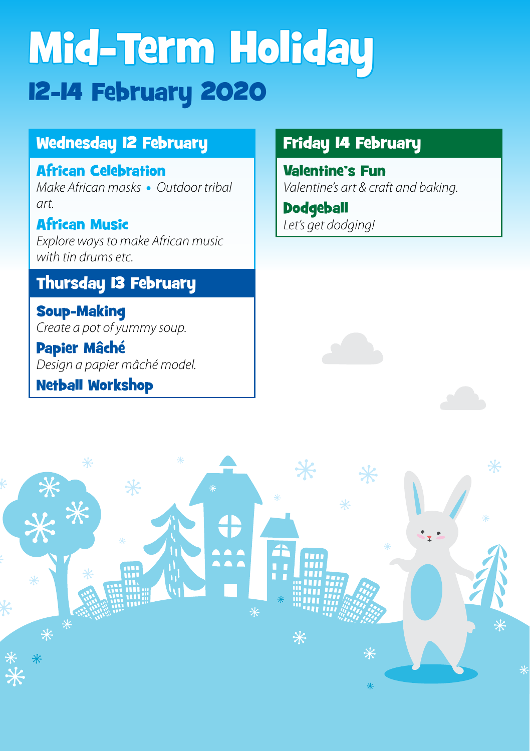# Mid-Term Holiday

## 12-14 February 2020

### Wednesday 12 February

**African Celebration**
*Make African masks • Outdoor tribal art.*

**African Music**
*Explore ways to make African music with tin drums etc.*

### Thursday 13 February

**Soup-Making**
*Create a pot of yummy soup.*

**Papier Mâché**
*Design a papier mâché model.*

**Netball Workshop**

### Friday 14 February

**Valentine's Fun**
*Valentine's art & craft and baking.*

**Dodgeball**
*Let's get dodging!*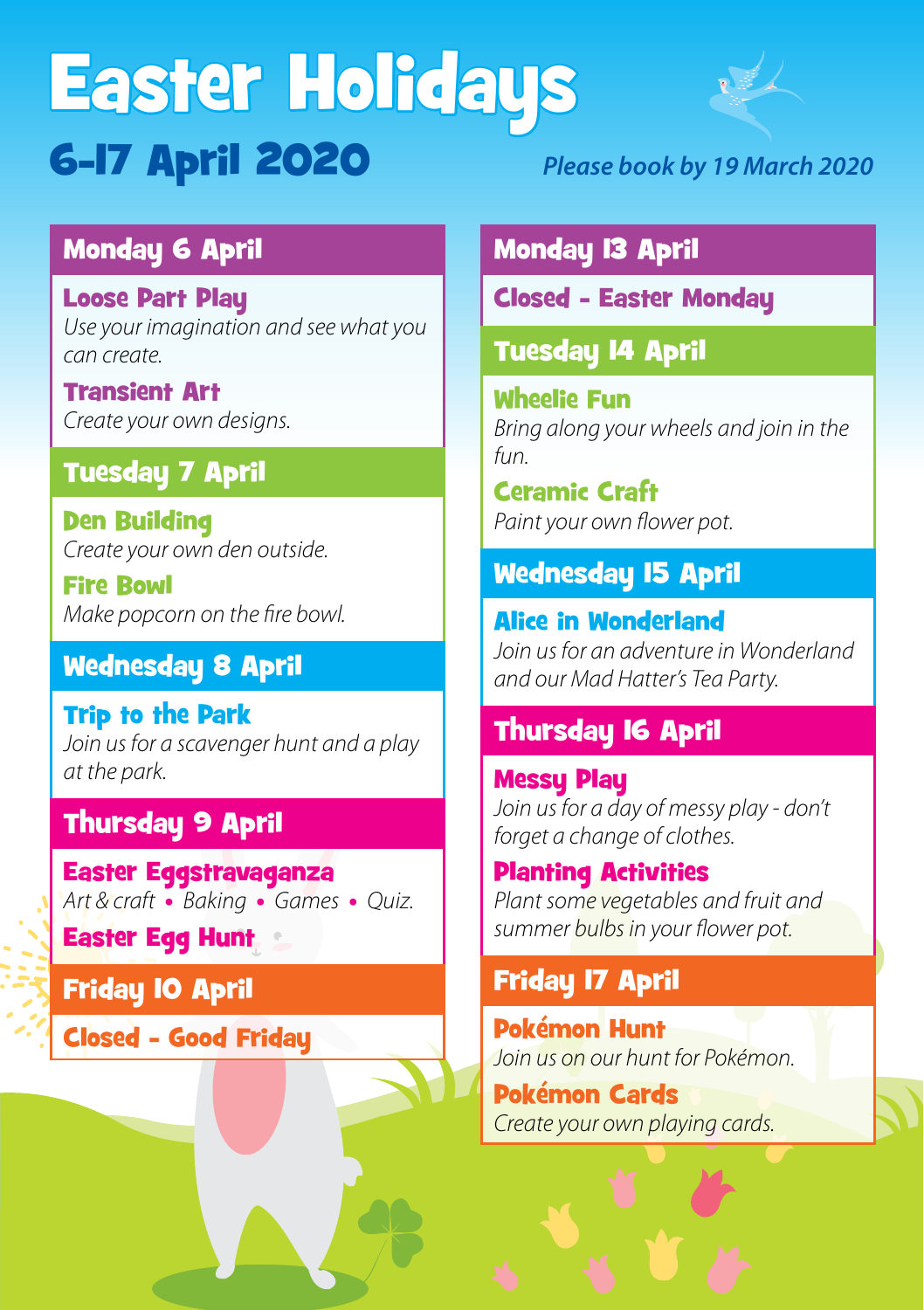# Easter Holidays

## 6-17 April 2020

*Please book by 19 March 2020*

### Monday 6 April

**Loose Part Play**
*Use your imagination and see what you can create.*

**Transient Art**
*Create your own designs.*

### Tuesday 7 April

**Den Building**
*Create your own den outside.*

**Fire Bowl**
*Make popcorn on the fire bowl.*

### Wednesday 8 April

**Trip to the Park**
*Join us for a scavenger hunt and a play at the park.*

### Thursday 9 April

**Easter Eggstravaganza**
*Art & craft • Baking • Games • Quiz.*

**Easter Egg Hunt**

### Friday 10 April

**Closed - Good Friday**

### Monday 13 April

**Closed - Easter Monday**

### Tuesday 14 April

**Wheelie Fun**
*Bring along your wheels and join in the fun.*

**Ceramic Craft**
*Paint your own flower pot.*

### Wednesday 15 April

**Alice in Wonderland**
*Join us for an adventure in Wonderland and our Mad Hatter's Tea Party.*

### Thursday 16 April

**Messy Play**
*Join us for a day of messy play - don't forget a change of clothes.*

**Planting Activities**
*Plant some vegetables and fruit and summer bulbs in your flower pot.*

### Friday 17 April

**Pokémon Hunt**
*Join us on our hunt for Pokémon.*

**Pokémon Cards**
*Create your own playing cards.*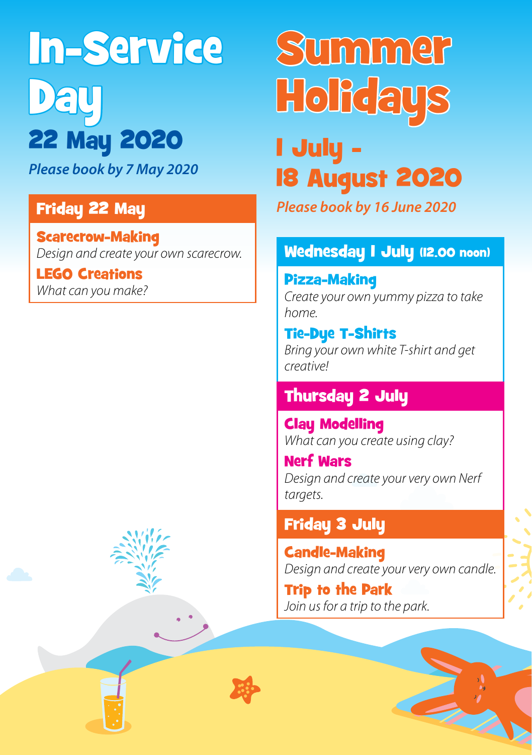# In-Service Day

## 22 May 2020

*Please book by 7 May 2020*

### Friday 22 May

**Scarecrow-Making**
*Design and create your own scarecrow.*

**LEGO Creations**
*What can you make?*

# Summer Holidays

## 1 July - 18 August 2020

*Please book by 16 June 2020*

### Wednesday 1 July (12.00 noon)

**Pizza-Making**
*Create your own yummy pizza to take home.*

**Tie-Dye T-Shirts**
*Bring your own white T-shirt and get creative!*

### Thursday 2 July

**Clay Modelling**
*What can you create using clay?*

**Nerf Wars**
*Design and create your very own Nerf targets.*

### Friday 3 July

**Candle-Making**
*Design and create your very own candle.*

**Trip to the Park**
*Join us for a trip to the park.*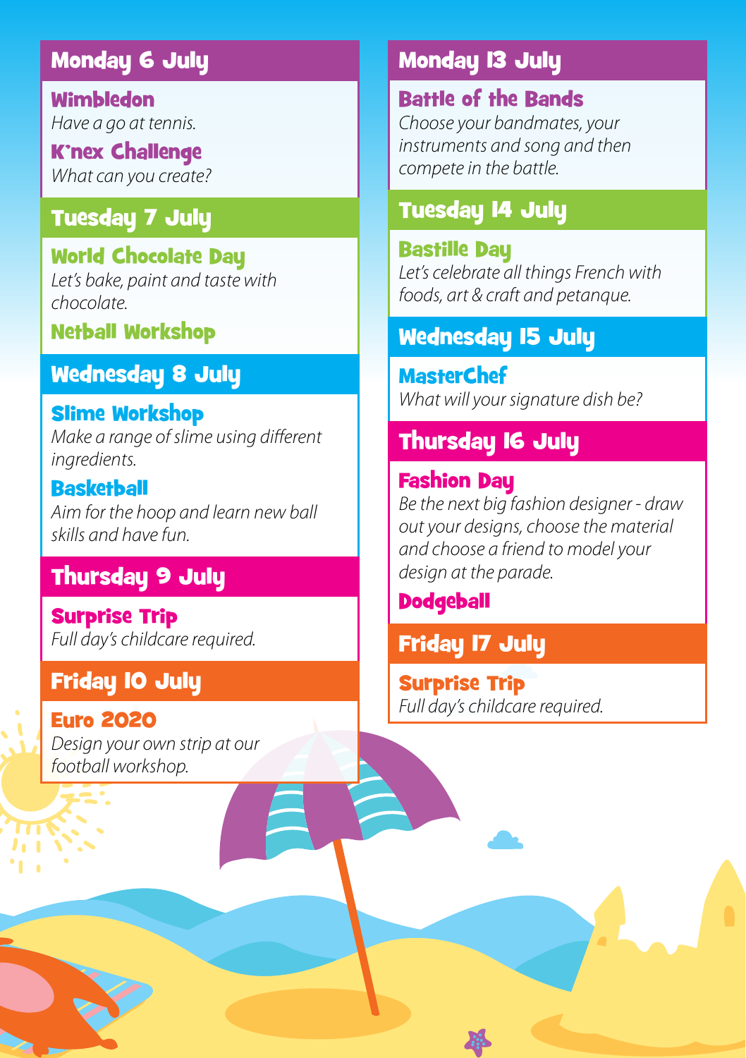## Monday 6 July

### Wimbledon

*Have a go at tennis.*

### K'nex Challenge

*What can you create?*

## Tuesday 7 July

### World Chocolate Day

*Let's bake, paint and taste with chocolate.*

### Netball Workshop

## Wednesday 8 July

### Slime Workshop

*Make a range of slime using different ingredients.*

### Basketball

*Aim for the hoop and learn new ball skills and have fun.*

## Thursday 9 July

### Surprise Trip

*Full day's childcare required.*

## Friday 10 July

### Euro 2020

*Design your own strip at our football workshop.*

## Monday 13 July

### Battle of the Bands

*Choose your bandmates, your instruments and song and then compete in the battle.*

## Tuesday 14 July

### Bastille Day

*Let's celebrate all things French with foods, art & craft and petanque.*

## Wednesday 15 July

### MasterChef

*What will your signature dish be?*

## Thursday 16 July

### Fashion Day

*Be the next big fashion designer - draw out your designs, choose the material and choose a friend to model your design at the parade.*

### Dodgeball

## Friday 17 July

### Surprise Trip

*Full day's childcare required.*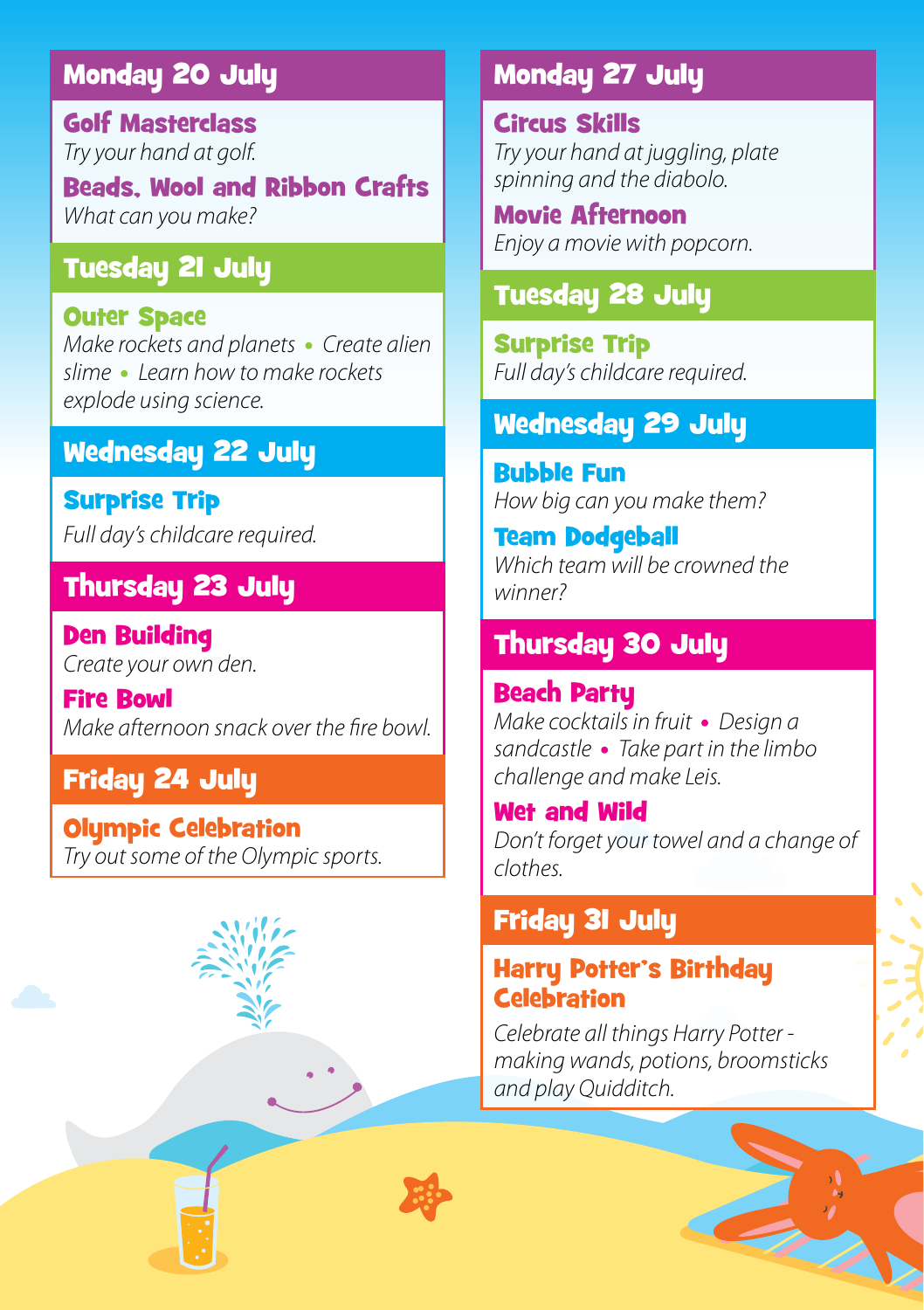## Monday 20 July

### Golf Masterclass

*Try your hand at golf.*

### Beads, Wool and Ribbon Crafts

*What can you make?*

## Tuesday 21 July

### Outer Space

*Make rockets and planets • Create alien slime • Learn how to make rockets explode using science.*

## Wednesday 22 July

### Surprise Trip

*Full day's childcare required.*

## Thursday 23 July

### Den Building

*Create your own den.*

### Fire Bowl

*Make afternoon snack over the fire bowl.*

## Friday 24 July

### Olympic Celebration

*Try out some of the Olympic sports.*

## Monday 27 July

### Circus Skills

*Try your hand at juggling, plate spinning and the diabolo.*

### Movie Afternoon

*Enjoy a movie with popcorn.*

## Tuesday 28 July

### Surprise Trip

*Full day's childcare required.*

## Wednesday 29 July

### Bubble Fun

*How big can you make them?*

### Team Dodgeball

*Which team will be crowned the winner?*

## Thursday 30 July

### Beach Party

*Make cocktails in fruit • Design a sandcastle • Take part in the limbo challenge and make Leis.*

### Wet and Wild

*Don't forget your towel and a change of clothes.*

## Friday 31 July

### Harry Potter's Birthday Celebration

*Celebrate all things Harry Potter - making wands, potions, broomsticks and play Quidditch.*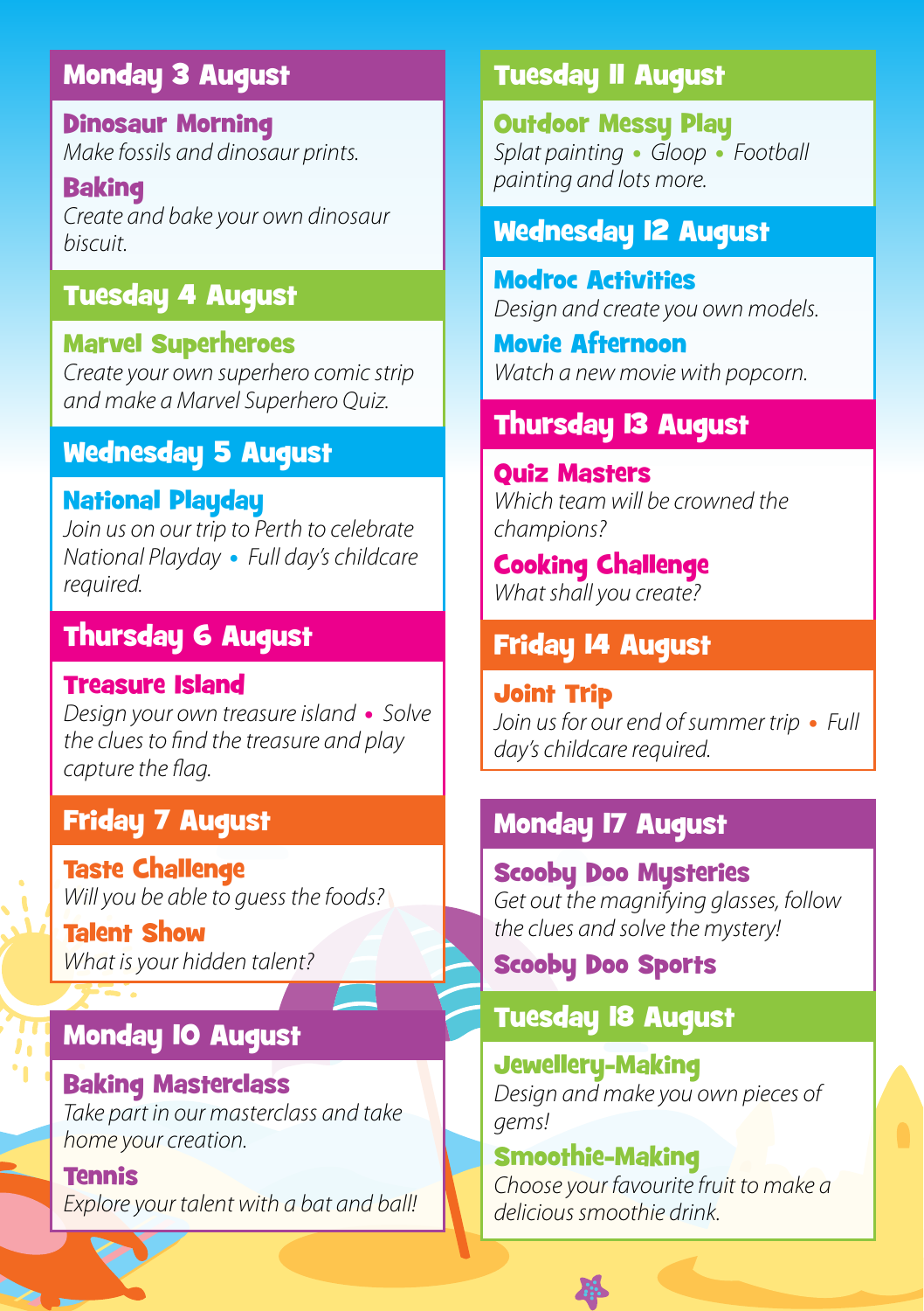## Monday 3 August

### Dinosaur Morning
*Make fossils and dinosaur prints.*

### Baking
*Create and bake your own dinosaur biscuit.*

## Tuesday 4 August

### Marvel Superheroes
*Create your own superhero comic strip and make a Marvel Superhero Quiz.*

## Wednesday 5 August

### National Playday
*Join us on our trip to Perth to celebrate National Playday • Full day's childcare required.*

## Thursday 6 August

### Treasure Island
*Design your own treasure island • Solve the clues to find the treasure and play capture the flag.*

## Friday 7 August

### Taste Challenge
*Will you be able to guess the foods?*

### Talent Show
*What is your hidden talent?*

## Monday 10 August

### Baking Masterclass
*Take part in our masterclass and take home your creation.*

### Tennis
*Explore your talent with a bat and ball!*

## Tuesday 11 August

### Outdoor Messy Play
*Splat painting • Gloop • Football painting and lots more.*

## Wednesday 12 August

### Modroc Activities
*Design and create you own models.*

### Movie Afternoon
*Watch a new movie with popcorn.*

## Thursday 13 August

### Quiz Masters
*Which team will be crowned the champions?*

### Cooking Challenge
*What shall you create?*

## Friday 14 August

### Joint Trip
*Join us for our end of summer trip • Full day's childcare required.*

## Monday 17 August

### Scooby Doo Mysteries
*Get out the magnifying glasses, follow the clues and solve the mystery!*

### Scooby Doo Sports

## Tuesday 18 August

### Jewellery-Making
*Design and make you own pieces of gems!*

### Smoothie-Making
*Choose your favourite fruit to make a delicious smoothie drink.*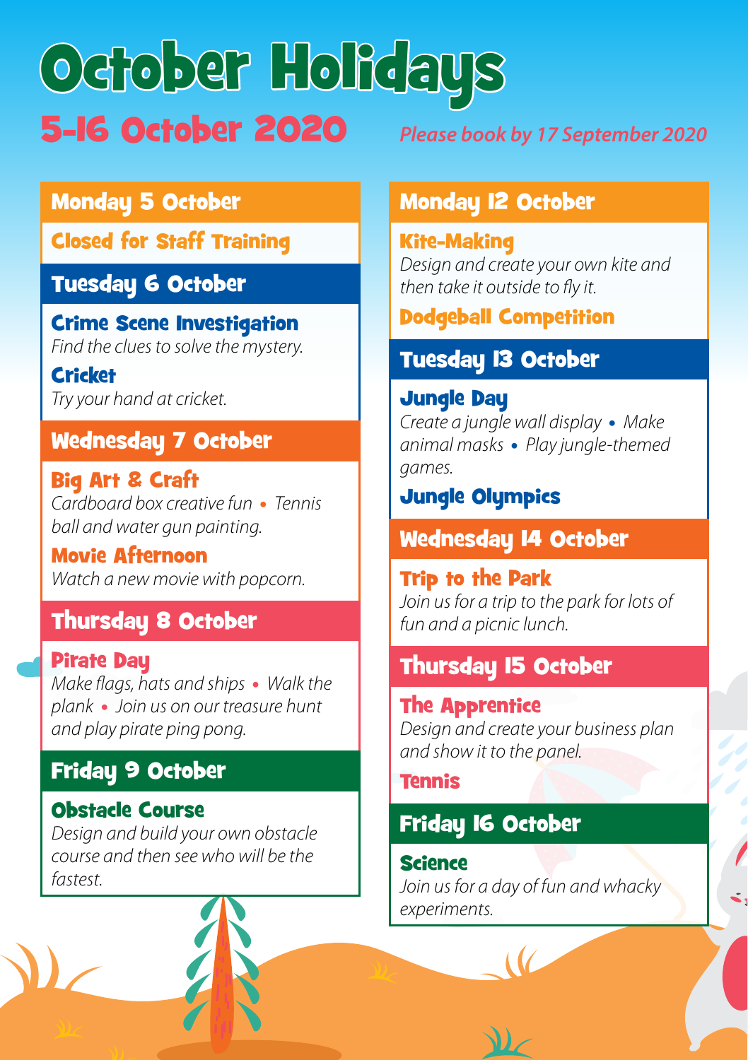# October Holidays

## 5-16 October 2020

*Please book by 17 September 2020*

### Monday 5 October

**Closed for Staff Training**

### Tuesday 6 October

**Crime Scene Investigation**
*Find the clues to solve the mystery.*

**Cricket**
*Try your hand at cricket.*

### Wednesday 7 October

**Big Art & Craft**
*Cardboard box creative fun • Tennis ball and water gun painting.*

**Movie Afternoon**
*Watch a new movie with popcorn.*

### Thursday 8 October

**Pirate Day**
*Make flags, hats and ships • Walk the plank • Join us on our treasure hunt and play pirate ping pong.*

### Friday 9 October

**Obstacle Course**
*Design and build your own obstacle course and then see who will be the fastest.*

### Monday 12 October

**Kite-Making**
*Design and create your own kite and then take it outside to fly it.*

**Dodgeball Competition**

### Tuesday 13 October

**Jungle Day**
*Create a jungle wall display • Make animal masks • Play jungle-themed games.*

**Jungle Olympics**

### Wednesday 14 October

**Trip to the Park**
*Join us for a trip to the park for lots of fun and a picnic lunch.*

### Thursday 15 October

**The Apprentice**
*Design and create your business plan and show it to the panel.*

**Tennis**

### Friday 16 October

**Science**
*Join us for a day of fun and whacky experiments.*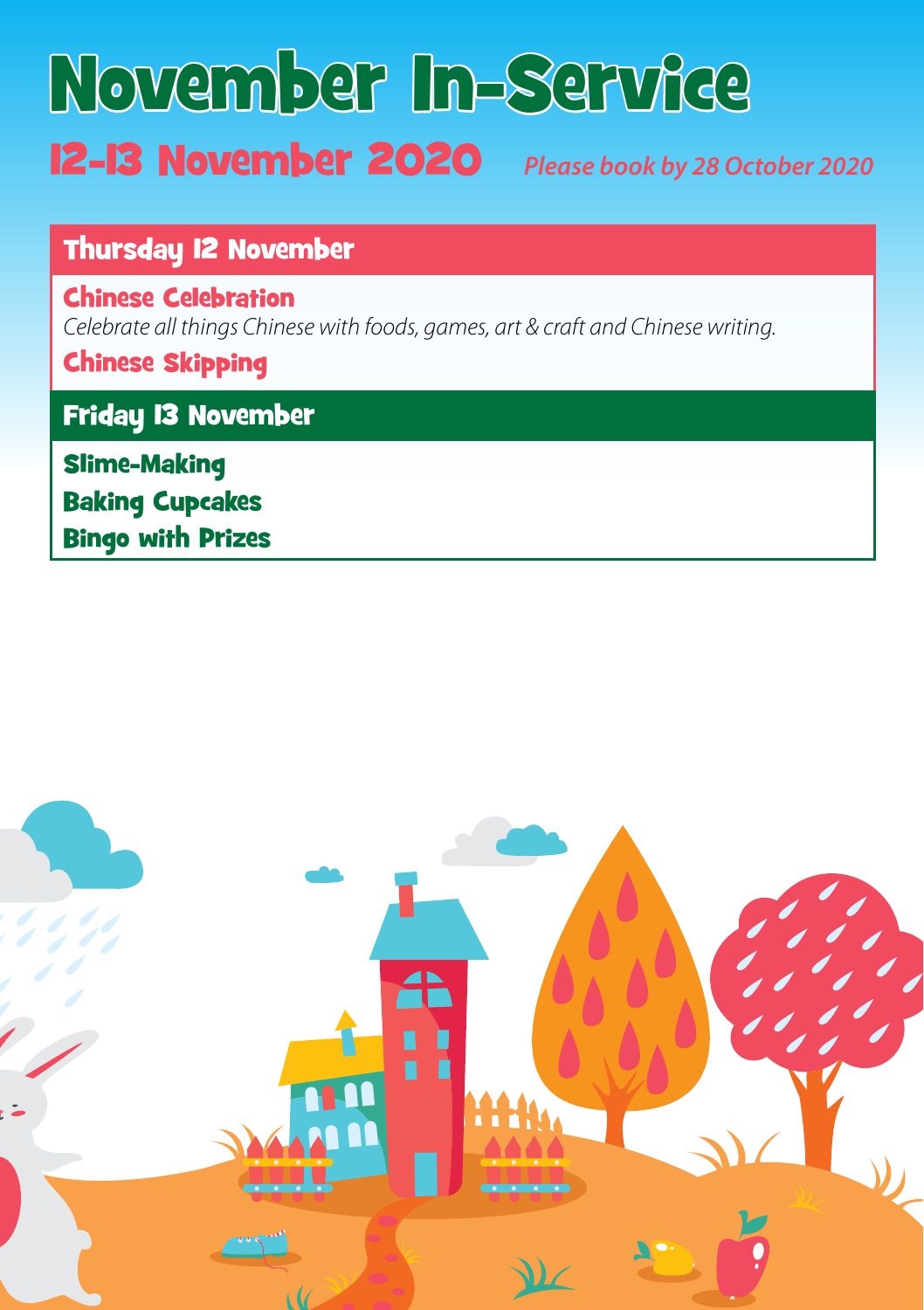# November In-Service

## 12-13 November 2020

*Please book by 28 October 2020*

### Thursday 12 November

**Chinese Celebration**

*Celebrate all things Chinese with foods, games, art & craft and Chinese writing.*

**Chinese Skipping**

### Friday 13 November

**Slime-Making**

**Baking Cupcakes**

**Bingo with Prizes**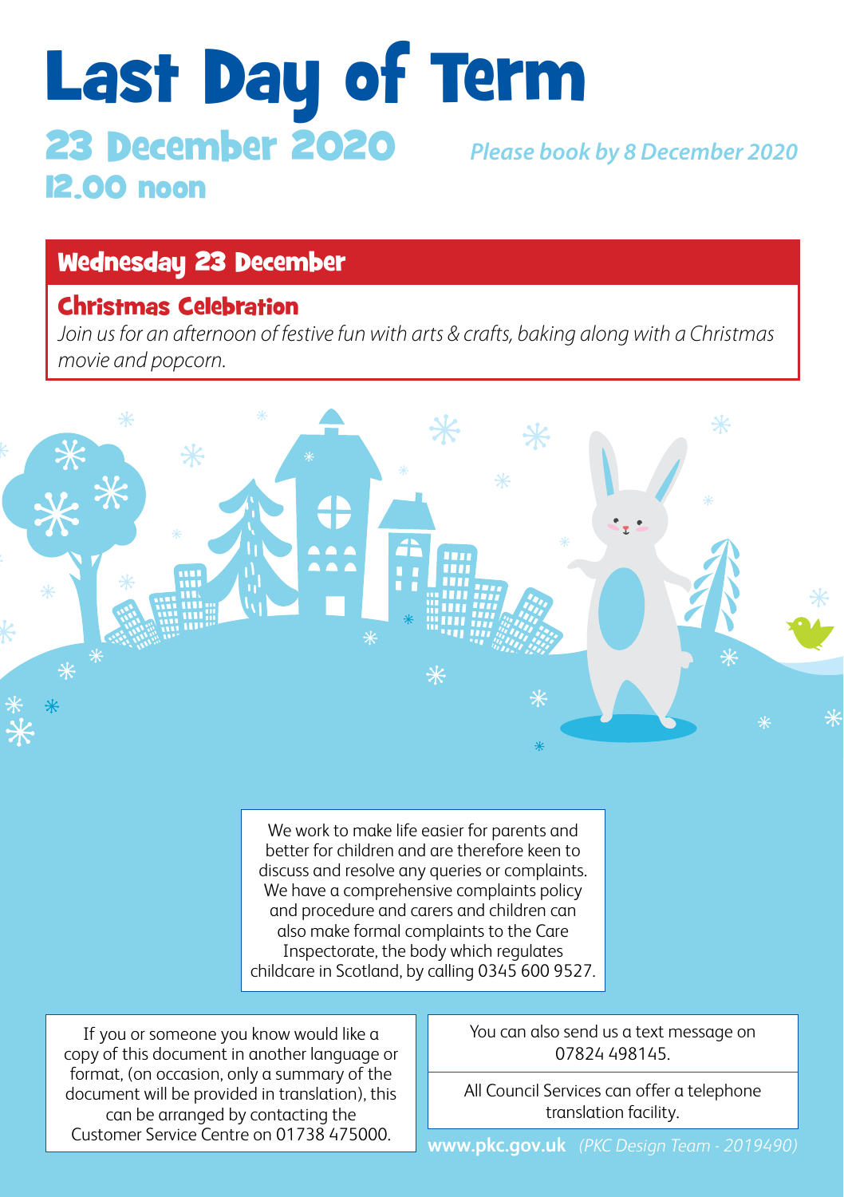# Last Day of Term

## 23 December 2020

## 12.00 noon

*Please book by 8 December 2020*

## Wednesday 23 December

### Christmas Celebration

*Join us for an afternoon of festive fun with arts & crafts, baking along with a Christmas movie and popcorn.*

We work to make life easier for parents and better for children and are therefore keen to discuss and resolve any queries or complaints. We have a comprehensive complaints policy and procedure and carers and children can also make formal complaints to the Care Inspectorate, the body which regulates childcare in Scotland, by calling 0345 600 9527.

If you or someone you know would like a copy of this document in another language or format, (on occasion, only a summary of the document will be provided in translation), this can be arranged by contacting the Customer Service Centre on 01738 475000.

You can also send us a text message on 07824 498145.

All Council Services can offer a telephone translation facility.

**www.pkc.gov.uk** *(PKC Design Team - 2019490)*